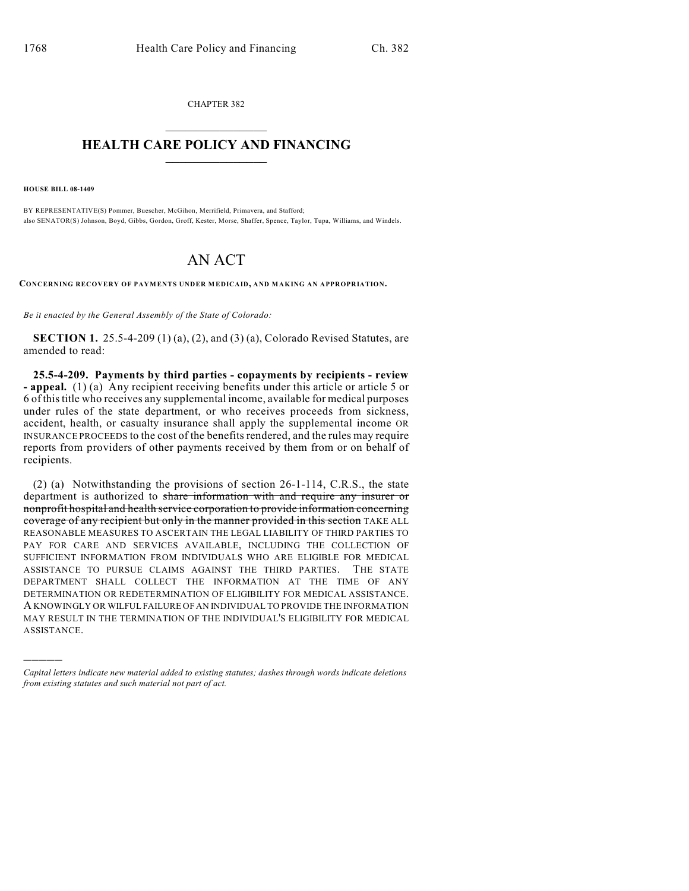CHAPTER 382

# HEALTH CARE POLICY AND FINANCING

**HOUSE BILL 08-1409**

BY REPRESENTATIVE(S) Pommer, Buescher, McGihon, Merrifield, Primavera, and Stafford;
also SENATOR(S) Johnson, Boyd, Gibbs, Gordon, Groff, Kester, Morse, Shaffer, Spence, Taylor, Tupa, Williams, and Windels.

# AN ACT

**CONCERNING RECOVERY OF PAYMENTS UNDER MEDICAID, AND MAKING AN APPROPRIATION.**

*Be it enacted by the General Assembly of the State of Colorado:*

**SECTION 1.** 25.5-4-209 (1) (a), (2), and (3) (a), Colorado Revised Statutes, are amended to read:

**25.5-4-209. Payments by third parties - copayments by recipients - review - appeal.** (1) (a) Any recipient receiving benefits under this article or article 5 or 6 of this title who receives any supplemental income, available for medical purposes under rules of the state department, or who receives proceeds from sickness, accident, health, or casualty insurance shall apply the supplemental income OR INSURANCE PROCEEDS to the cost of the benefits rendered, and the rules may require reports from providers of other payments received by them from or on behalf of recipients.

(2) (a) Notwithstanding the provisions of section 26-1-114, C.R.S., the state department is authorized to ~~share information with and require any insurer or nonprofit hospital and health service corporation to provide information concerning coverage of any recipient but only in the manner provided in this section~~ TAKE ALL REASONABLE MEASURES TO ASCERTAIN THE LEGAL LIABILITY OF THIRD PARTIES TO PAY FOR CARE AND SERVICES AVAILABLE, INCLUDING THE COLLECTION OF SUFFICIENT INFORMATION FROM INDIVIDUALS WHO ARE ELIGIBLE FOR MEDICAL ASSISTANCE TO PURSUE CLAIMS AGAINST THE THIRD PARTIES. THE STATE DEPARTMENT SHALL COLLECT THE INFORMATION AT THE TIME OF ANY DETERMINATION OR REDETERMINATION OF ELIGIBILITY FOR MEDICAL ASSISTANCE. A KNOWINGLY OR WILFUL FAILURE OF AN INDIVIDUAL TO PROVIDE THE INFORMATION MAY RESULT IN THE TERMINATION OF THE INDIVIDUAL'S ELIGIBILITY FOR MEDICAL ASSISTANCE.

---

*Capital letters indicate new material added to existing statutes; dashes through words indicate deletions from existing statutes and such material not part of act.*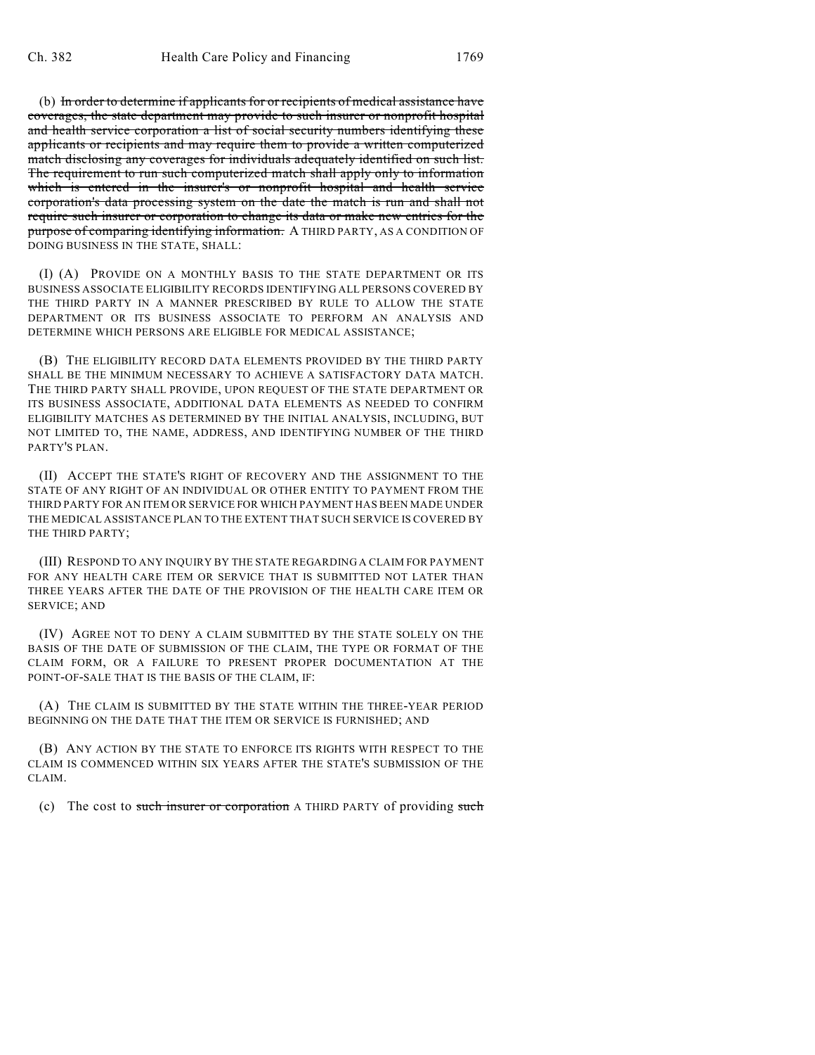(b) ~~In order to determine if applicants for or recipients of medical assistance have coverages, the state department may provide to such insurer or nonprofit hospital and health service corporation a list of social security numbers identifying these applicants or recipients and may require them to provide a written computerized match disclosing any coverages for individuals adequately identified on such list. The requirement to run such computerized match shall apply only to information which is entered in the insurer's or nonprofit hospital and health service corporation's data processing system on the date the match is run and shall not require such insurer or corporation to change its data or make new entries for the purpose of comparing identifying information.~~ A THIRD PARTY, AS A CONDITION OF DOING BUSINESS IN THE STATE, SHALL:

(I) (A) PROVIDE ON A MONTHLY BASIS TO THE STATE DEPARTMENT OR ITS BUSINESS ASSOCIATE ELIGIBILITY RECORDS IDENTIFYING ALL PERSONS COVERED BY THE THIRD PARTY IN A MANNER PRESCRIBED BY RULE TO ALLOW THE STATE DEPARTMENT OR ITS BUSINESS ASSOCIATE TO PERFORM AN ANALYSIS AND DETERMINE WHICH PERSONS ARE ELIGIBLE FOR MEDICAL ASSISTANCE;

(B) THE ELIGIBILITY RECORD DATA ELEMENTS PROVIDED BY THE THIRD PARTY SHALL BE THE MINIMUM NECESSARY TO ACHIEVE A SATISFACTORY DATA MATCH. THE THIRD PARTY SHALL PROVIDE, UPON REQUEST OF THE STATE DEPARTMENT OR ITS BUSINESS ASSOCIATE, ADDITIONAL DATA ELEMENTS AS NEEDED TO CONFIRM ELIGIBILITY MATCHES AS DETERMINED BY THE INITIAL ANALYSIS, INCLUDING, BUT NOT LIMITED TO, THE NAME, ADDRESS, AND IDENTIFYING NUMBER OF THE THIRD PARTY'S PLAN.

(II) ACCEPT THE STATE'S RIGHT OF RECOVERY AND THE ASSIGNMENT TO THE STATE OF ANY RIGHT OF AN INDIVIDUAL OR OTHER ENTITY TO PAYMENT FROM THE THIRD PARTY FOR AN ITEM OR SERVICE FOR WHICH PAYMENT HAS BEEN MADE UNDER THE MEDICAL ASSISTANCE PLAN TO THE EXTENT THAT SUCH SERVICE IS COVERED BY THE THIRD PARTY;

(III) RESPOND TO ANY INQUIRY BY THE STATE REGARDING A CLAIM FOR PAYMENT FOR ANY HEALTH CARE ITEM OR SERVICE THAT IS SUBMITTED NOT LATER THAN THREE YEARS AFTER THE DATE OF THE PROVISION OF THE HEALTH CARE ITEM OR SERVICE; AND

(IV) AGREE NOT TO DENY A CLAIM SUBMITTED BY THE STATE SOLELY ON THE BASIS OF THE DATE OF SUBMISSION OF THE CLAIM, THE TYPE OR FORMAT OF THE CLAIM FORM, OR A FAILURE TO PRESENT PROPER DOCUMENTATION AT THE POINT-OF-SALE THAT IS THE BASIS OF THE CLAIM, IF:

(A) THE CLAIM IS SUBMITTED BY THE STATE WITHIN THE THREE-YEAR PERIOD BEGINNING ON THE DATE THAT THE ITEM OR SERVICE IS FURNISHED; AND

(B) ANY ACTION BY THE STATE TO ENFORCE ITS RIGHTS WITH RESPECT TO THE CLAIM IS COMMENCED WITHIN SIX YEARS AFTER THE STATE'S SUBMISSION OF THE CLAIM.

(c) The cost to ~~such insurer or corporation~~ A THIRD PARTY of providing ~~such~~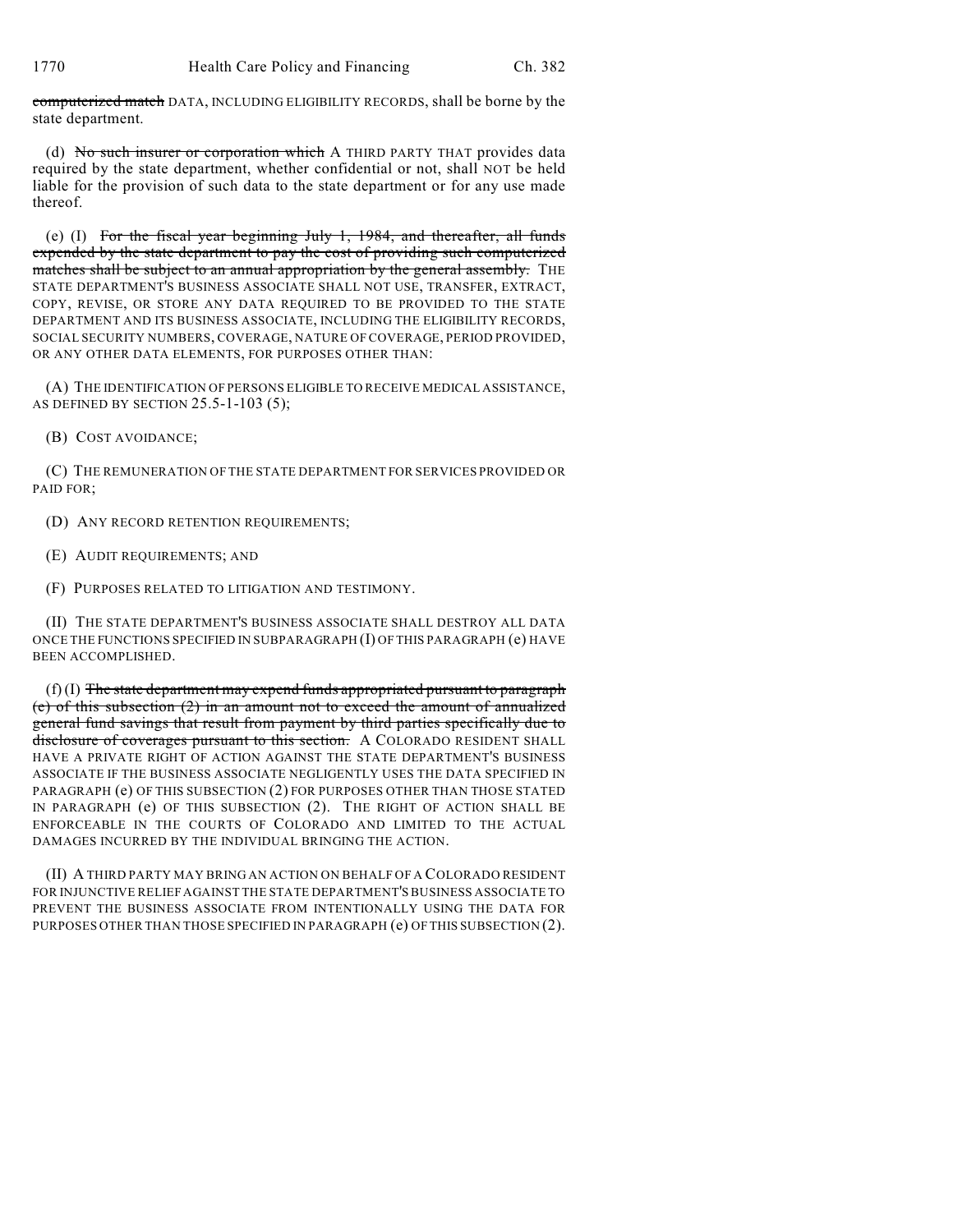~~computerized match~~ DATA, INCLUDING ELIGIBILITY RECORDS, shall be borne by the state department.

(d) ~~No such insurer or corporation which~~ A THIRD PARTY THAT provides data required by the state department, whether confidential or not, shall NOT be held liable for the provision of such data to the state department or for any use made thereof.

(e) (I) ~~For the fiscal year beginning July 1, 1984, and thereafter, all funds expended by the state department to pay the cost of providing such computerized matches shall be subject to an annual appropriation by the general assembly.~~ THE STATE DEPARTMENT'S BUSINESS ASSOCIATE SHALL NOT USE, TRANSFER, EXTRACT, COPY, REVISE, OR STORE ANY DATA REQUIRED TO BE PROVIDED TO THE STATE DEPARTMENT AND ITS BUSINESS ASSOCIATE, INCLUDING THE ELIGIBILITY RECORDS, SOCIAL SECURITY NUMBERS, COVERAGE, NATURE OF COVERAGE, PERIOD PROVIDED, OR ANY OTHER DATA ELEMENTS, FOR PURPOSES OTHER THAN:

(A) THE IDENTIFICATION OF PERSONS ELIGIBLE TO RECEIVE MEDICAL ASSISTANCE, AS DEFINED BY SECTION 25.5-1-103 (5);

(B) COST AVOIDANCE;

(C) THE REMUNERATION OF THE STATE DEPARTMENT FOR SERVICES PROVIDED OR PAID FOR;

(D) ANY RECORD RETENTION REQUIREMENTS;

(E) AUDIT REQUIREMENTS; AND

(F) PURPOSES RELATED TO LITIGATION AND TESTIMONY.

(II) THE STATE DEPARTMENT'S BUSINESS ASSOCIATE SHALL DESTROY ALL DATA ONCE THE FUNCTIONS SPECIFIED IN SUBPARAGRAPH (I) OF THIS PARAGRAPH (e) HAVE BEEN ACCOMPLISHED.

(f) (I) ~~The state department may expend funds appropriated pursuant to paragraph (e) of this subsection (2) in an amount not to exceed the amount of annualized general fund savings that result from payment by third parties specifically due to disclosure of coverages pursuant to this section.~~ A COLORADO RESIDENT SHALL HAVE A PRIVATE RIGHT OF ACTION AGAINST THE STATE DEPARTMENT'S BUSINESS ASSOCIATE IF THE BUSINESS ASSOCIATE NEGLIGENTLY USES THE DATA SPECIFIED IN PARAGRAPH (e) OF THIS SUBSECTION (2) FOR PURPOSES OTHER THAN THOSE STATED IN PARAGRAPH (e) OF THIS SUBSECTION (2). THE RIGHT OF ACTION SHALL BE ENFORCEABLE IN THE COURTS OF COLORADO AND LIMITED TO THE ACTUAL DAMAGES INCURRED BY THE INDIVIDUAL BRINGING THE ACTION.

(II) A THIRD PARTY MAY BRING AN ACTION ON BEHALF OF A COLORADO RESIDENT FOR INJUNCTIVE RELIEF AGAINST THE STATE DEPARTMENT'S BUSINESS ASSOCIATE TO PREVENT THE BUSINESS ASSOCIATE FROM INTENTIONALLY USING THE DATA FOR PURPOSES OTHER THAN THOSE SPECIFIED IN PARAGRAPH (e) OF THIS SUBSECTION (2).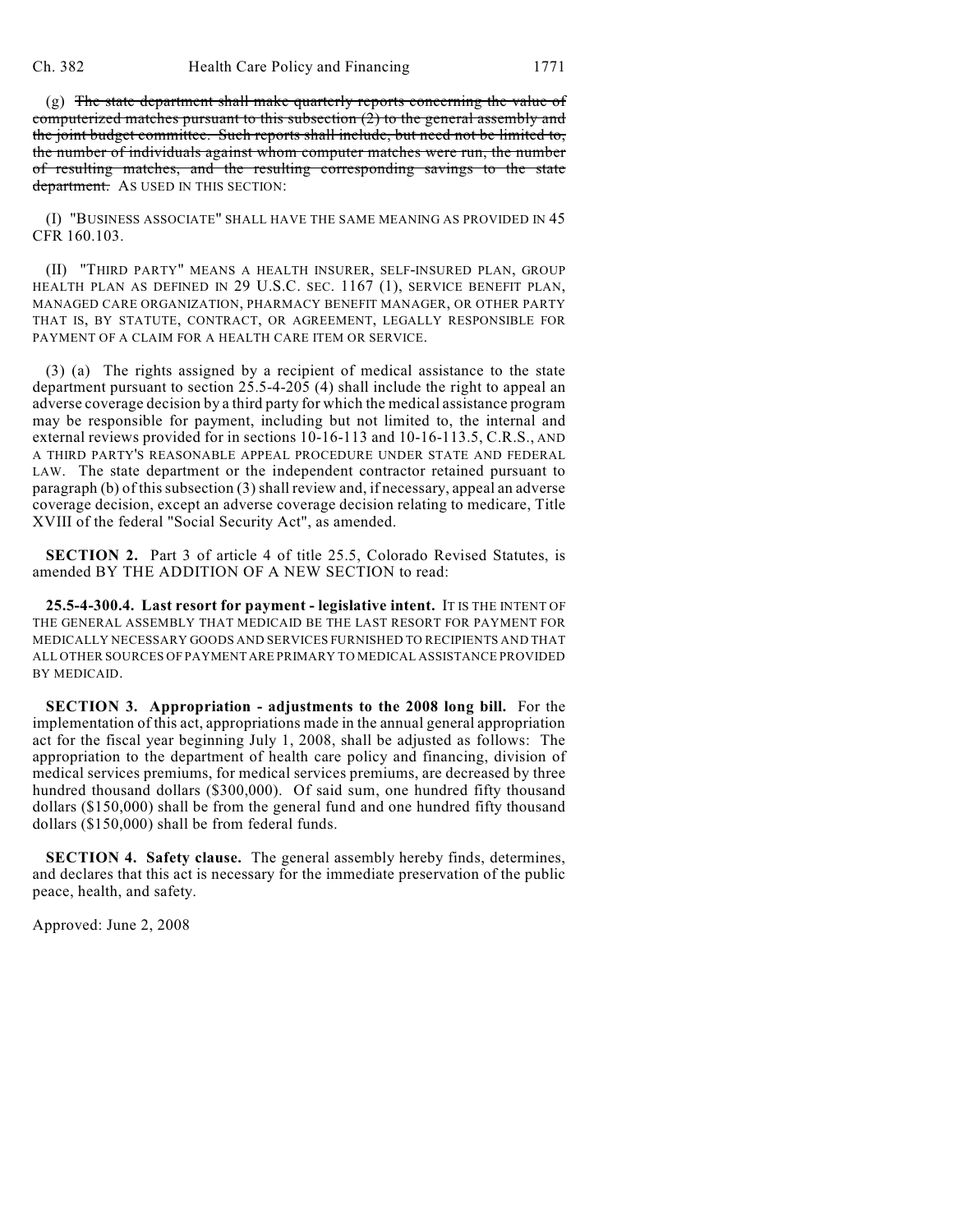(g) ~~The state department shall make quarterly reports concerning the value of computerized matches pursuant to this subsection (2) to the general assembly and the joint budget committee. Such reports shall include, but need not be limited to, the number of individuals against whom computer matches were run, the number of resulting matches, and the resulting corresponding savings to the state department.~~ AS USED IN THIS SECTION:

(I) "BUSINESS ASSOCIATE" SHALL HAVE THE SAME MEANING AS PROVIDED IN 45 CFR 160.103.

(II) "THIRD PARTY" MEANS A HEALTH INSURER, SELF-INSURED PLAN, GROUP HEALTH PLAN AS DEFINED IN 29 U.S.C. SEC. 1167 (1), SERVICE BENEFIT PLAN, MANAGED CARE ORGANIZATION, PHARMACY BENEFIT MANAGER, OR OTHER PARTY THAT IS, BY STATUTE, CONTRACT, OR AGREEMENT, LEGALLY RESPONSIBLE FOR PAYMENT OF A CLAIM FOR A HEALTH CARE ITEM OR SERVICE.

(3) (a) The rights assigned by a recipient of medical assistance to the state department pursuant to section 25.5-4-205 (4) shall include the right to appeal an adverse coverage decision by a third party for which the medical assistance program may be responsible for payment, including but not limited to, the internal and external reviews provided for in sections 10-16-113 and 10-16-113.5, C.R.S., AND A THIRD PARTY'S REASONABLE APPEAL PROCEDURE UNDER STATE AND FEDERAL LAW. The state department or the independent contractor retained pursuant to paragraph (b) of this subsection (3) shall review and, if necessary, appeal an adverse coverage decision, except an adverse coverage decision relating to medicare, Title XVIII of the federal "Social Security Act", as amended.

**SECTION 2.** Part 3 of article 4 of title 25.5, Colorado Revised Statutes, is amended BY THE ADDITION OF A NEW SECTION to read:

**25.5-4-300.4. Last resort for payment - legislative intent.** IT IS THE INTENT OF THE GENERAL ASSEMBLY THAT MEDICAID BE THE LAST RESORT FOR PAYMENT FOR MEDICALLY NECESSARY GOODS AND SERVICES FURNISHED TO RECIPIENTS AND THAT ALL OTHER SOURCES OF PAYMENT ARE PRIMARY TO MEDICAL ASSISTANCE PROVIDED BY MEDICAID.

**SECTION 3. Appropriation - adjustments to the 2008 long bill.** For the implementation of this act, appropriations made in the annual general appropriation act for the fiscal year beginning July 1, 2008, shall be adjusted as follows: The appropriation to the department of health care policy and financing, division of medical services premiums, for medical services premiums, are decreased by three hundred thousand dollars ($300,000). Of said sum, one hundred fifty thousand dollars ($150,000) shall be from the general fund and one hundred fifty thousand dollars ($150,000) shall be from federal funds.

**SECTION 4. Safety clause.** The general assembly hereby finds, determines, and declares that this act is necessary for the immediate preservation of the public peace, health, and safety.

Approved: June 2, 2008